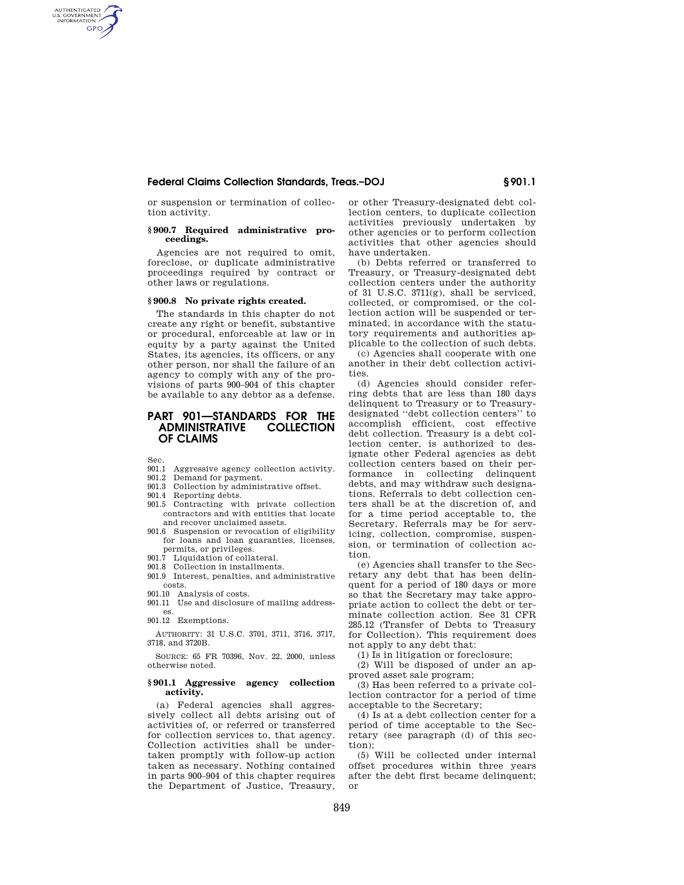or suspension or termination of collection activity.

**§ 900.7 Required administrative proceedings.**

Agencies are not required to omit, foreclose, or duplicate administrative proceedings required by contract or other laws or regulations.

**§ 900.8 No private rights created.**

The standards in this chapter do not create any right or benefit, substantive or procedural, enforceable at law or in equity by a party against the United States, its agencies, its officers, or any other person, nor shall the failure of an agency to comply with any of the provisions of parts 900–904 of this chapter be available to any debtor as a defense.

## PART 901—STANDARDS FOR THE ADMINISTRATIVE COLLECTION OF CLAIMS

Sec.
901.1 Aggressive agency collection activity.
901.2 Demand for payment.
901.3 Collection by administrative offset.
901.4 Reporting debts.
901.5 Contracting with private collection contractors and with entities that locate and recover unclaimed assets.
901.6 Suspension or revocation of eligibility for loans and loan guaranties, licenses, permits, or privileges.
901.7 Liquidation of collateral.
901.8 Collection in installments.
901.9 Interest, penalties, and administrative costs.
901.10 Analysis of costs.
901.11 Use and disclosure of mailing addresses.
901.12 Exemptions.

AUTHORITY: 31 U.S.C. 3701, 3711, 3716, 3717, 3718, and 3720B.

SOURCE: 65 FR 70396, Nov. 22, 2000, unless otherwise noted.

**§ 901.1 Aggressive agency collection activity.**

(a) Federal agencies shall aggressively collect all debts arising out of activities of, or referred or transferred for collection services to, that agency. Collection activities shall be undertaken promptly with follow-up action taken as necessary. Nothing contained in parts 900–904 of this chapter requires the Department of Justice, Treasury, or other Treasury-designated debt collection centers, to duplicate collection activities previously undertaken by other agencies or to perform collection activities that other agencies should have undertaken.

(b) Debts referred or transferred to Treasury, or Treasury-designated debt collection centers under the authority of 31 U.S.C. 3711(g), shall be serviced, collected, or compromised, or the collection action will be suspended or terminated, in accordance with the statutory requirements and authorities applicable to the collection of such debts.

(c) Agencies shall cooperate with one another in their debt collection activities.

(d) Agencies should consider referring debts that are less than 180 days delinquent to Treasury or to Treasury-designated "debt collection centers" to accomplish efficient, cost effective debt collection. Treasury is a debt collection center, is authorized to designate other Federal agencies as debt collection centers based on their performance in collecting delinquent debts, and may withdraw such designations. Referrals to debt collection centers shall be at the discretion of, and for a time period acceptable to, the Secretary. Referrals may be for servicing, collection, compromise, suspension, or termination of collection action.

(e) Agencies shall transfer to the Secretary any debt that has been delinquent for a period of 180 days or more so that the Secretary may take appropriate action to collect the debt or terminate collection action. See 31 CFR 285.12 (Transfer of Debts to Treasury for Collection). This requirement does not apply to any debt that:

(1) Is in litigation or foreclosure;

(2) Will be disposed of under an approved asset sale program;

(3) Has been referred to a private collection contractor for a period of time acceptable to the Secretary;

(4) Is at a debt collection center for a period of time acceptable to the Secretary (see paragraph (d) of this section);

(5) Will be collected under internal offset procedures within three years after the debt first became delinquent; or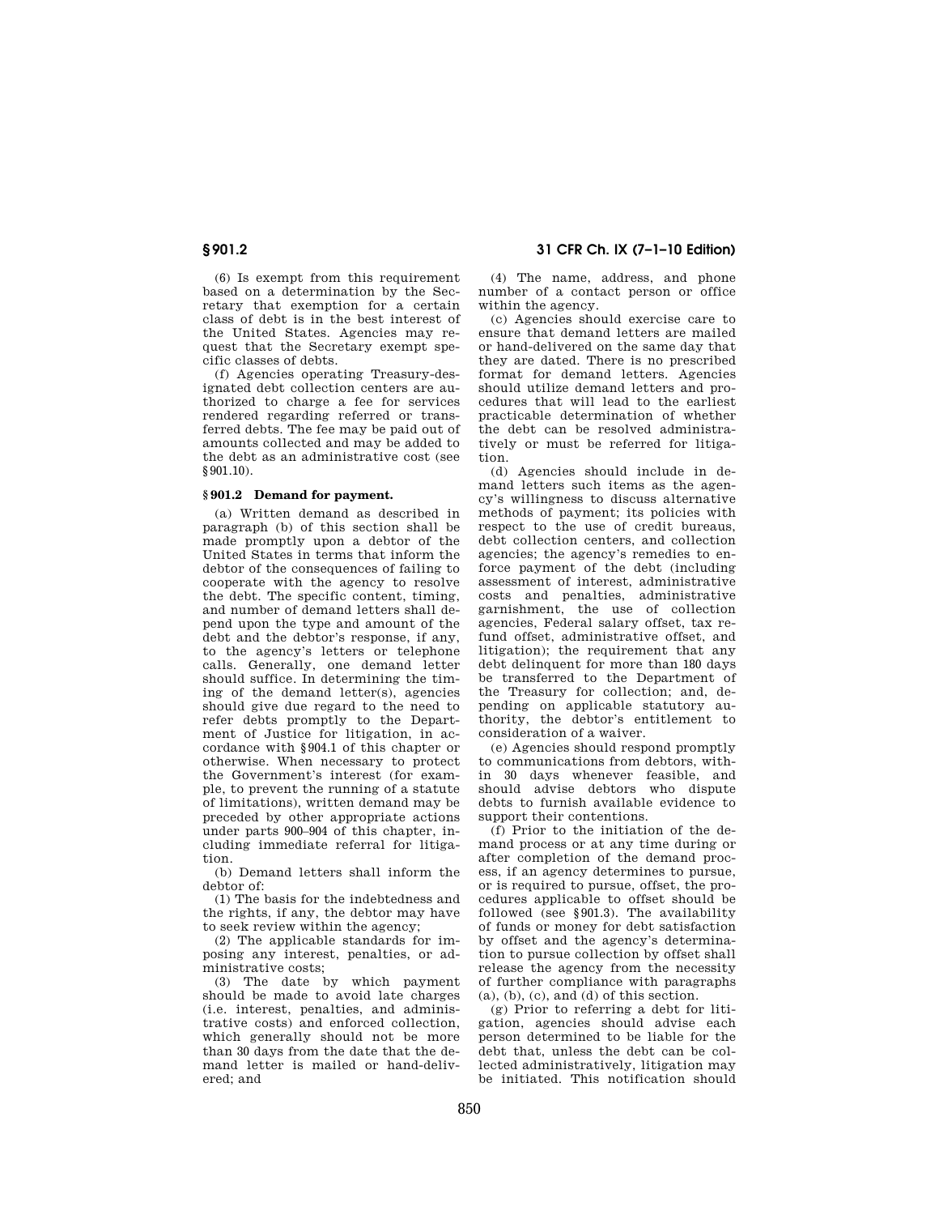(6) Is exempt from this requirement based on a determination by the Secretary that exemption for a certain class of debt is in the best interest of the United States. Agencies may request that the Secretary exempt specific classes of debts.

(f) Agencies operating Treasury-designated debt collection centers are authorized to charge a fee for services rendered regarding referred or transferred debts. The fee may be paid out of amounts collected and may be added to the debt as an administrative cost (see §901.10).

## §901.2 Demand for payment.

(a) Written demand as described in paragraph (b) of this section shall be made promptly upon a debtor of the United States in terms that inform the debtor of the consequences of failing to cooperate with the agency to resolve the debt. The specific content, timing, and number of demand letters shall depend upon the type and amount of the debt and the debtor's response, if any, to the agency's letters or telephone calls. Generally, one demand letter should suffice. In determining the timing of the demand letter(s), agencies should give due regard to the need to refer debts promptly to the Department of Justice for litigation, in accordance with §904.1 of this chapter or otherwise. When necessary to protect the Government's interest (for example, to prevent the running of a statute of limitations), written demand may be preceded by other appropriate actions under parts 900–904 of this chapter, including immediate referral for litigation.

(b) Demand letters shall inform the debtor of:

(1) The basis for the indebtedness and the rights, if any, the debtor may have to seek review within the agency;

(2) The applicable standards for imposing any interest, penalties, or administrative costs;

(3) The date by which payment should be made to avoid late charges (i.e. interest, penalties, and administrative costs) and enforced collection, which generally should not be more than 30 days from the date that the demand letter is mailed or hand-delivered; and

(4) The name, address, and phone number of a contact person or office within the agency.

(c) Agencies should exercise care to ensure that demand letters are mailed or hand-delivered on the same day that they are dated. There is no prescribed format for demand letters. Agencies should utilize demand letters and procedures that will lead to the earliest practicable determination of whether the debt can be resolved administratively or must be referred for litigation.

(d) Agencies should include in demand letters such items as the agency's willingness to discuss alternative methods of payment; its policies with respect to the use of credit bureaus, debt collection centers, and collection agencies; the agency's remedies to enforce payment of the debt (including assessment of interest, administrative costs and penalties, administrative garnishment, the use of collection agencies, Federal salary offset, tax refund offset, administrative offset, and litigation); the requirement that any debt delinquent for more than 180 days be transferred to the Department of the Treasury for collection; and, depending on applicable statutory authority, the debtor's entitlement to consideration of a waiver.

(e) Agencies should respond promptly to communications from debtors, within 30 days whenever feasible, and should advise debtors who dispute debts to furnish available evidence to support their contentions.

(f) Prior to the initiation of the demand process or at any time during or after completion of the demand process, if an agency determines to pursue, or is required to pursue, offset, the procedures applicable to offset should be followed (see §901.3). The availability of funds or money for debt satisfaction by offset and the agency's determination to pursue collection by offset shall release the agency from the necessity of further compliance with paragraphs (a), (b), (c), and (d) of this section.

(g) Prior to referring a debt for litigation, agencies should advise each person determined to be liable for the debt that, unless the debt can be collected administratively, litigation may be initiated. This notification should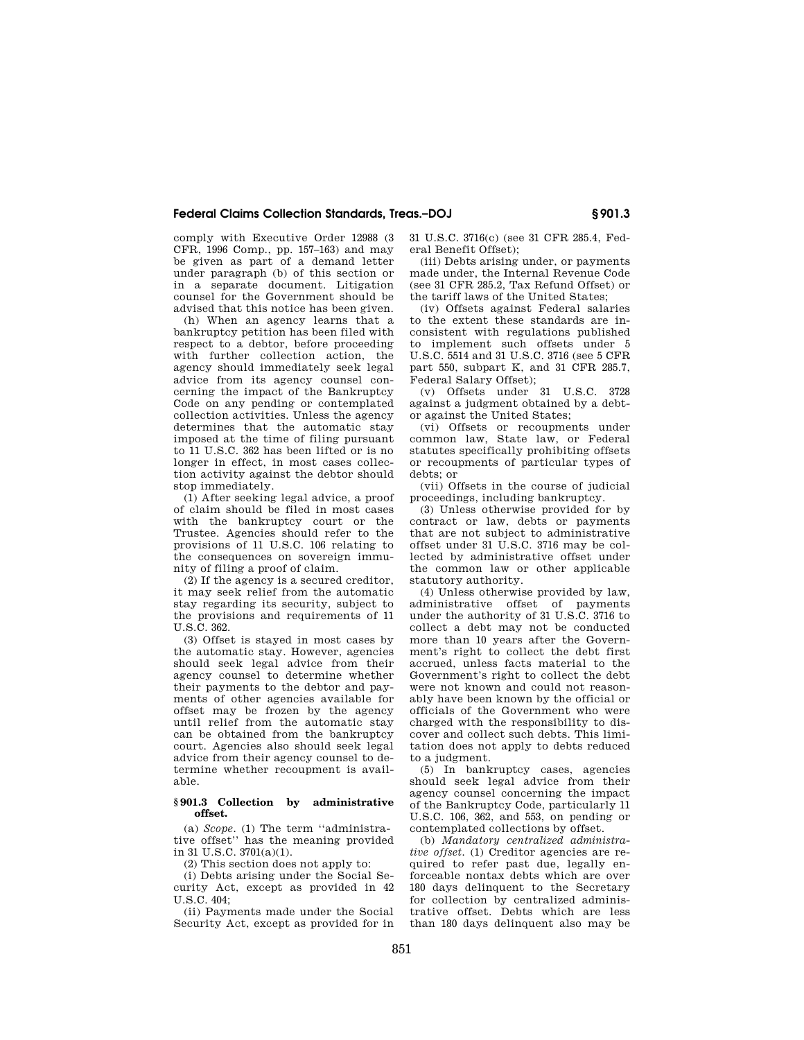comply with Executive Order 12988 (3 CFR, 1996 Comp., pp. 157–163) and may be given as part of a demand letter under paragraph (b) of this section or in a separate document. Litigation counsel for the Government should be advised that this notice has been given.

(h) When an agency learns that a bankruptcy petition has been filed with respect to a debtor, before proceeding with further collection action, the agency should immediately seek legal advice from its agency counsel concerning the impact of the Bankruptcy Code on any pending or contemplated collection activities. Unless the agency determines that the automatic stay imposed at the time of filing pursuant to 11 U.S.C. 362 has been lifted or is no longer in effect, in most cases collection activity against the debtor should stop immediately.

(1) After seeking legal advice, a proof of claim should be filed in most cases with the bankruptcy court or the Trustee. Agencies should refer to the provisions of 11 U.S.C. 106 relating to the consequences on sovereign immunity of filing a proof of claim.

(2) If the agency is a secured creditor, it may seek relief from the automatic stay regarding its security, subject to the provisions and requirements of 11 U.S.C. 362.

(3) Offset is stayed in most cases by the automatic stay. However, agencies should seek legal advice from their agency counsel to determine whether their payments to the debtor and payments of other agencies available for offset may be frozen by the agency until relief from the automatic stay can be obtained from the bankruptcy court. Agencies also should seek legal advice from their agency counsel to determine whether recoupment is available.

**§ 901.3 Collection by administrative offset.**

(a) *Scope.* (1) The term ''administrative offset'' has the meaning provided in 31 U.S.C. 3701(a)(1).

(2) This section does not apply to:

(i) Debts arising under the Social Security Act, except as provided in 42 U.S.C. 404;

(ii) Payments made under the Social Security Act, except as provided for in 31 U.S.C. 3716(c) (see 31 CFR 285.4, Federal Benefit Offset);

(iii) Debts arising under, or payments made under, the Internal Revenue Code (see 31 CFR 285.2, Tax Refund Offset) or the tariff laws of the United States;

(iv) Offsets against Federal salaries to the extent these standards are inconsistent with regulations published to implement such offsets under 5 U.S.C. 5514 and 31 U.S.C. 3716 (see 5 CFR part 550, subpart K, and 31 CFR 285.7, Federal Salary Offset);

(v) Offsets under 31 U.S.C. 3728 against a judgment obtained by a debtor against the United States;

(vi) Offsets or recoupments under common law, State law, or Federal statutes specifically prohibiting offsets or recoupments of particular types of debts; or

(vii) Offsets in the course of judicial proceedings, including bankruptcy.

(3) Unless otherwise provided for by contract or law, debts or payments that are not subject to administrative offset under 31 U.S.C. 3716 may be collected by administrative offset under the common law or other applicable statutory authority.

(4) Unless otherwise provided by law, administrative offset of payments under the authority of 31 U.S.C. 3716 to collect a debt may not be conducted more than 10 years after the Government's right to collect the debt first accrued, unless facts material to the Government's right to collect the debt were not known and could not reasonably have been known by the official or officials of the Government who were charged with the responsibility to discover and collect such debts. This limitation does not apply to debts reduced to a judgment.

(5) In bankruptcy cases, agencies should seek legal advice from their agency counsel concerning the impact of the Bankruptcy Code, particularly 11 U.S.C. 106, 362, and 553, on pending or contemplated collections by offset.

(b) *Mandatory centralized administrative offset.* (1) Creditor agencies are required to refer past due, legally enforceable nontax debts which are over 180 days delinquent to the Secretary for collection by centralized administrative offset. Debts which are less than 180 days delinquent also may be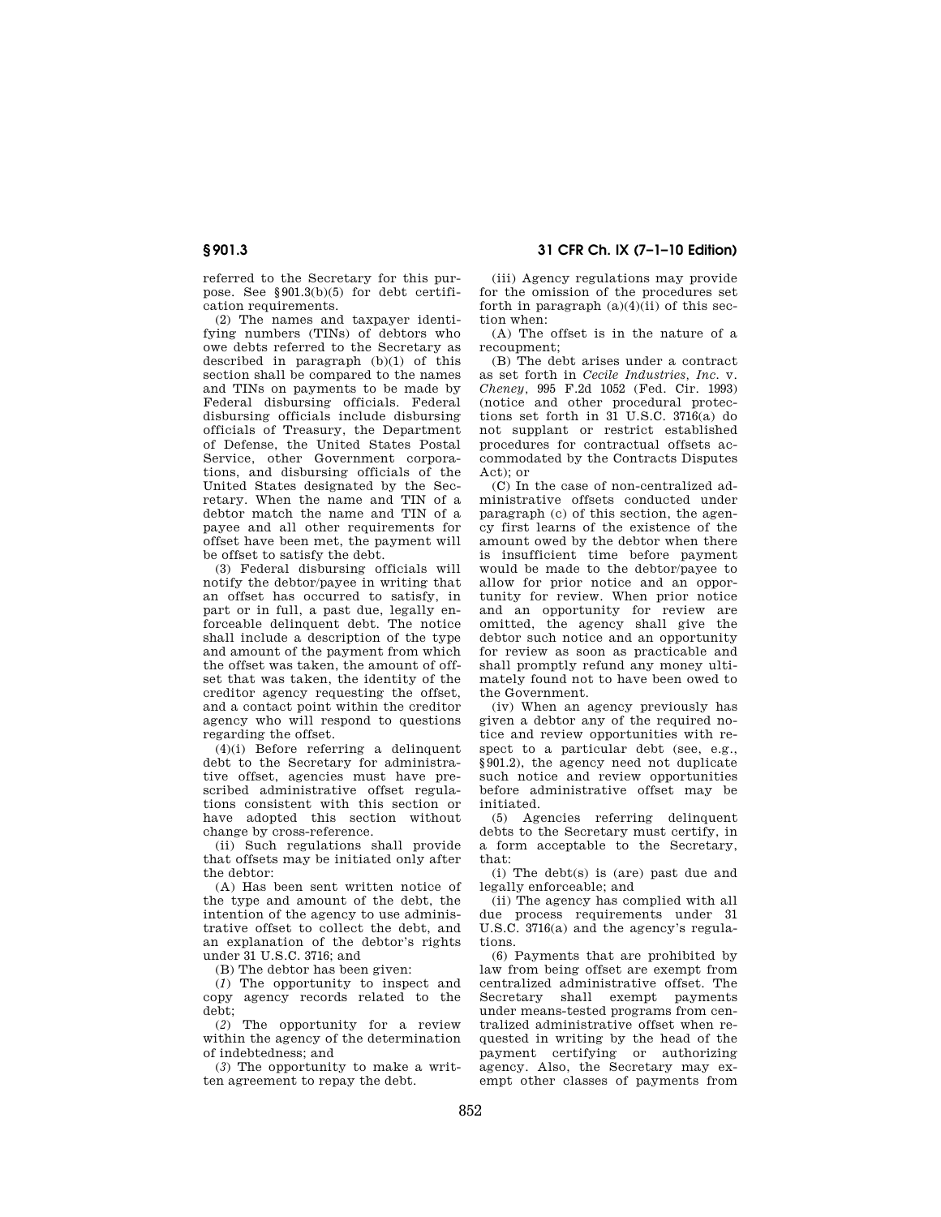referred to the Secretary for this purpose. See §901.3(b)(5) for debt certification requirements.

(2) The names and taxpayer identifying numbers (TINs) of debtors who owe debts referred to the Secretary as described in paragraph (b)(1) of this section shall be compared to the names and TINs on payments to be made by Federal disbursing officials. Federal disbursing officials include disbursing officials of Treasury, the Department of Defense, the United States Postal Service, other Government corporations, and disbursing officials of the United States designated by the Secretary. When the name and TIN of a debtor match the name and TIN of a payee and all other requirements for offset have been met, the payment will be offset to satisfy the debt.

(3) Federal disbursing officials will notify the debtor/payee in writing that an offset has occurred to satisfy, in part or in full, a past due, legally enforceable delinquent debt. The notice shall include a description of the type and amount of the payment from which the offset was taken, the amount of offset that was taken, the identity of the creditor agency requesting the offset, and a contact point within the creditor agency who will respond to questions regarding the offset.

(4)(i) Before referring a delinquent debt to the Secretary for administrative offset, agencies must have prescribed administrative offset regulations consistent with this section or have adopted this section without change by cross-reference.

(ii) Such regulations shall provide that offsets may be initiated only after the debtor:

(A) Has been sent written notice of the type and amount of the debt, the intention of the agency to use administrative offset to collect the debt, and an explanation of the debtor's rights under 31 U.S.C. 3716; and

(B) The debtor has been given:

(*1*) The opportunity to inspect and copy agency records related to the debt;

(*2*) The opportunity for a review within the agency of the determination of indebtedness; and

(*3*) The opportunity to make a written agreement to repay the debt.

(iii) Agency regulations may provide for the omission of the procedures set forth in paragraph (a)(4)(ii) of this section when:

(A) The offset is in the nature of a recoupment;

(B) The debt arises under a contract as set forth in *Cecile Industries, Inc.* v. *Cheney*, 995 F.2d 1052 (Fed. Cir. 1993) (notice and other procedural protections set forth in 31 U.S.C. 3716(a) do not supplant or restrict established procedures for contractual offsets accommodated by the Contracts Disputes Act); or

(C) In the case of non-centralized administrative offsets conducted under paragraph (c) of this section, the agency first learns of the existence of the amount owed by the debtor when there is insufficient time before payment would be made to the debtor/payee to allow for prior notice and an opportunity for review. When prior notice and an opportunity for review are omitted, the agency shall give the debtor such notice and an opportunity for review as soon as practicable and shall promptly refund any money ultimately found not to have been owed to the Government.

(iv) When an agency previously has given a debtor any of the required notice and review opportunities with respect to a particular debt (see, e.g., §901.2), the agency need not duplicate such notice and review opportunities before administrative offset may be initiated.

(5) Agencies referring delinquent debts to the Secretary must certify, in a form acceptable to the Secretary, that:

(i) The debt(s) is (are) past due and legally enforceable; and

(ii) The agency has complied with all due process requirements under 31 U.S.C. 3716(a) and the agency's regulations.

(6) Payments that are prohibited by law from being offset are exempt from centralized administrative offset. The Secretary shall exempt payments under means-tested programs from centralized administrative offset when requested in writing by the head of the payment certifying or authorizing agency. Also, the Secretary may exempt other classes of payments from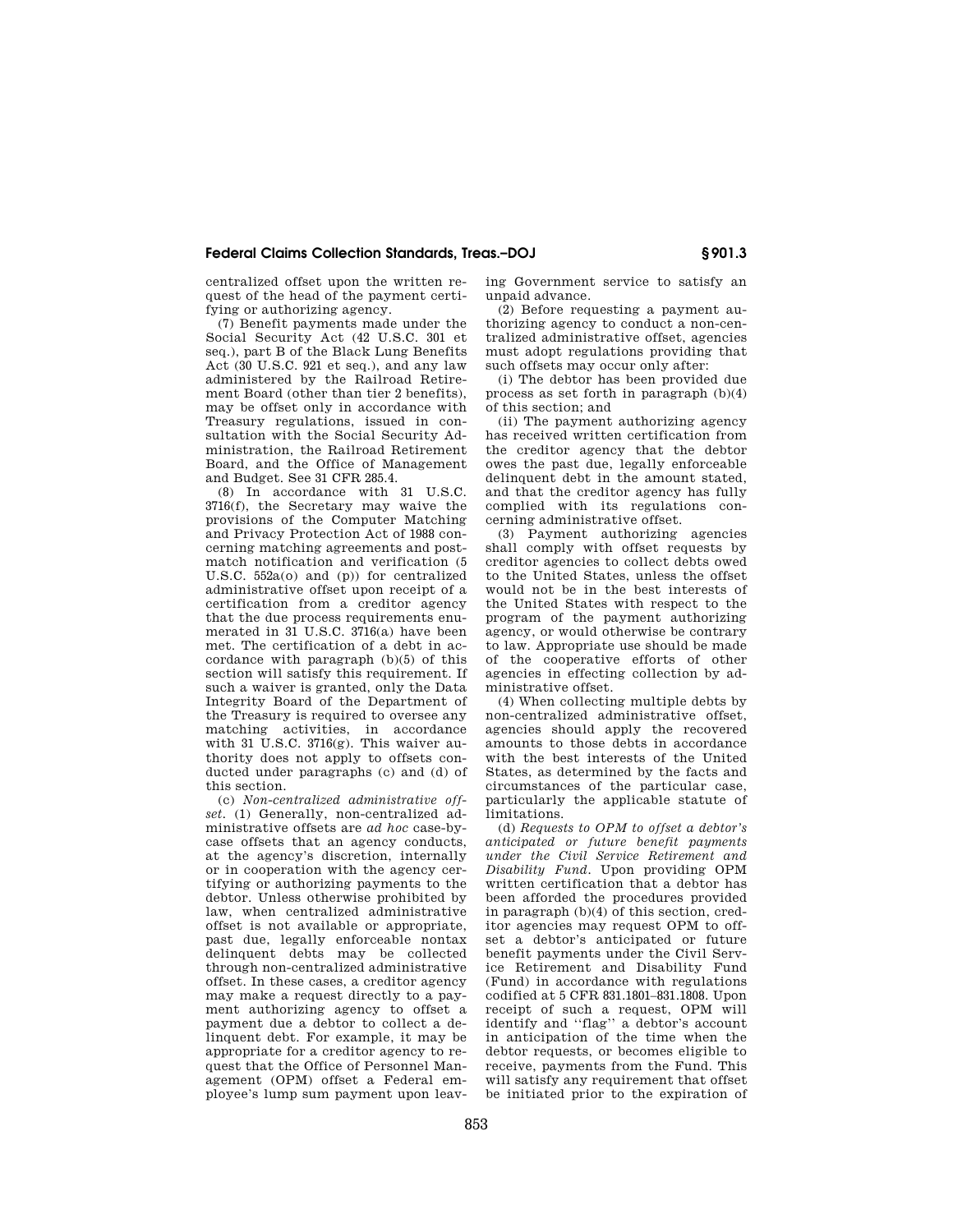centralized offset upon the written request of the head of the payment certifying or authorizing agency.

(7) Benefit payments made under the Social Security Act (42 U.S.C. 301 et seq.), part B of the Black Lung Benefits Act (30 U.S.C. 921 et seq.), and any law administered by the Railroad Retirement Board (other than tier 2 benefits), may be offset only in accordance with Treasury regulations, issued in consultation with the Social Security Administration, the Railroad Retirement Board, and the Office of Management and Budget. See 31 CFR 285.4.

(8) In accordance with 31 U.S.C. 3716(f), the Secretary may waive the provisions of the Computer Matching and Privacy Protection Act of 1988 concerning matching agreements and post-match notification and verification (5 U.S.C. 552a(o) and (p)) for centralized administrative offset upon receipt of a certification from a creditor agency that the due process requirements enumerated in 31 U.S.C. 3716(a) have been met. The certification of a debt in accordance with paragraph (b)(5) of this section will satisfy this requirement. If such a waiver is granted, only the Data Integrity Board of the Department of the Treasury is required to oversee any matching activities, in accordance with 31 U.S.C. 3716(g). This waiver authority does not apply to offsets conducted under paragraphs (c) and (d) of this section.

(c) *Non-centralized administrative offset.* (1) Generally, non-centralized administrative offsets are *ad hoc* case-by-case offsets that an agency conducts, at the agency's discretion, internally or in cooperation with the agency certifying or authorizing payments to the debtor. Unless otherwise prohibited by law, when centralized administrative offset is not available or appropriate, past due, legally enforceable nontax delinquent debts may be collected through non-centralized administrative offset. In these cases, a creditor agency may make a request directly to a payment authorizing agency to offset a payment due a debtor to collect a delinquent debt. For example, it may be appropriate for a creditor agency to request that the Office of Personnel Management (OPM) offset a Federal employee's lump sum payment upon leaving Government service to satisfy an unpaid advance.

(2) Before requesting a payment authorizing agency to conduct a non-centralized administrative offset, agencies must adopt regulations providing that such offsets may occur only after:

(i) The debtor has been provided due process as set forth in paragraph (b)(4) of this section; and

(ii) The payment authorizing agency has received written certification from the creditor agency that the debtor owes the past due, legally enforceable delinquent debt in the amount stated, and that the creditor agency has fully complied with its regulations concerning administrative offset.

(3) Payment authorizing agencies shall comply with offset requests by creditor agencies to collect debts owed to the United States, unless the offset would not be in the best interests of the United States with respect to the program of the payment authorizing agency, or would otherwise be contrary to law. Appropriate use should be made of the cooperative efforts of other agencies in effecting collection by administrative offset.

(4) When collecting multiple debts by non-centralized administrative offset, agencies should apply the recovered amounts to those debts in accordance with the best interests of the United States, as determined by the facts and circumstances of the particular case, particularly the applicable statute of limitations.

(d) *Requests to OPM to offset a debtor's anticipated or future benefit payments under the Civil Service Retirement and Disability Fund.* Upon providing OPM written certification that a debtor has been afforded the procedures provided in paragraph (b)(4) of this section, creditor agencies may request OPM to offset a debtor's anticipated or future benefit payments under the Civil Service Retirement and Disability Fund (Fund) in accordance with regulations codified at 5 CFR 831.1801–831.1808. Upon receipt of such a request, OPM will identify and "flag" a debtor's account in anticipation of the time when the debtor requests, or becomes eligible to receive, payments from the Fund. This will satisfy any requirement that offset be initiated prior to the expiration of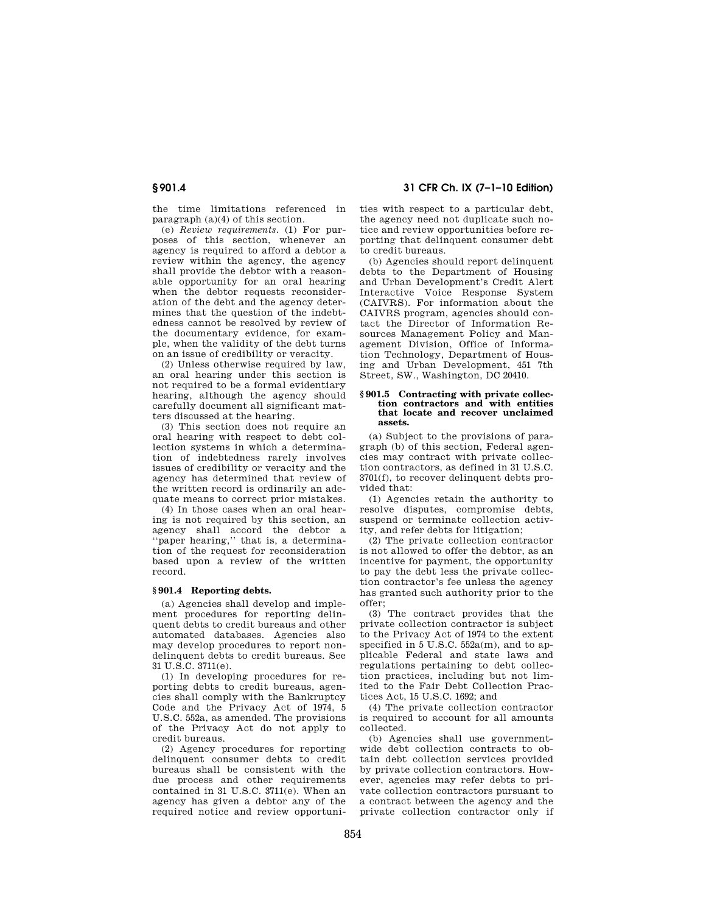the time limitations referenced in paragraph (a)(4) of this section.

(e) *Review requirements.* (1) For purposes of this section, whenever an agency is required to afford a debtor a review within the agency, the agency shall provide the debtor with a reasonable opportunity for an oral hearing when the debtor requests reconsideration of the debt and the agency determines that the question of the indebtedness cannot be resolved by review of the documentary evidence, for example, when the validity of the debt turns on an issue of credibility or veracity.

(2) Unless otherwise required by law, an oral hearing under this section is not required to be a formal evidentiary hearing, although the agency should carefully document all significant matters discussed at the hearing.

(3) This section does not require an oral hearing with respect to debt collection systems in which a determination of indebtedness rarely involves issues of credibility or veracity and the agency has determined that review of the written record is ordinarily an adequate means to correct prior mistakes.

(4) In those cases when an oral hearing is not required by this section, an agency shall accord the debtor a "paper hearing," that is, a determination of the request for reconsideration based upon a review of the written record.

## § 901.4 Reporting debts.

(a) Agencies shall develop and implement procedures for reporting delinquent debts to credit bureaus and other automated databases. Agencies also may develop procedures to report nondelinquent debts to credit bureaus. See 31 U.S.C. 3711(e).

(1) In developing procedures for reporting debts to credit bureaus, agencies shall comply with the Bankruptcy Code and the Privacy Act of 1974, 5 U.S.C. 552a, as amended. The provisions of the Privacy Act do not apply to credit bureaus.

(2) Agency procedures for reporting delinquent consumer debts to credit bureaus shall be consistent with the due process and other requirements contained in 31 U.S.C. 3711(e). When an agency has given a debtor any of the required notice and review opportunities with respect to a particular debt, the agency need not duplicate such notice and review opportunities before reporting that delinquent consumer debt to credit bureaus.

(b) Agencies should report delinquent debts to the Department of Housing and Urban Development's Credit Alert Interactive Voice Response System (CAIVRS). For information about the CAIVRS program, agencies should contact the Director of Information Resources Management Policy and Management Division, Office of Information Technology, Department of Housing and Urban Development, 451 7th Street, SW., Washington, DC 20410.

## § 901.5 Contracting with private collection contractors and with entities that locate and recover unclaimed assets.

(a) Subject to the provisions of paragraph (b) of this section, Federal agencies may contract with private collection contractors, as defined in 31 U.S.C. 3701(f), to recover delinquent debts provided that:

(1) Agencies retain the authority to resolve disputes, compromise debts, suspend or terminate collection activity, and refer debts for litigation;

(2) The private collection contractor is not allowed to offer the debtor, as an incentive for payment, the opportunity to pay the debt less the private collection contractor's fee unless the agency has granted such authority prior to the offer;

(3) The contract provides that the private collection contractor is subject to the Privacy Act of 1974 to the extent specified in 5 U.S.C. 552a(m), and to applicable Federal and state laws and regulations pertaining to debt collection practices, including but not limited to the Fair Debt Collection Practices Act, 15 U.S.C. 1692; and

(4) The private collection contractor is required to account for all amounts collected.

(b) Agencies shall use government-wide debt collection contracts to obtain debt collection services provided by private collection contractors. However, agencies may refer debts to private collection contractors pursuant to a contract between the agency and the private collection contractor only if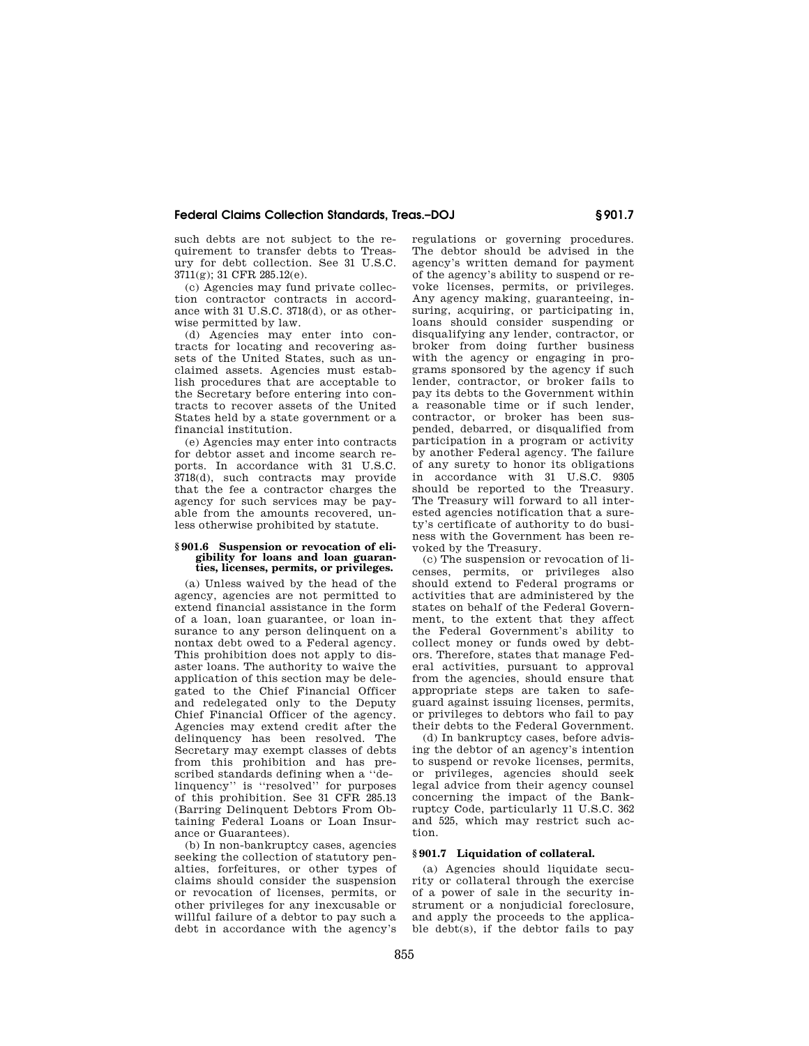such debts are not subject to the requirement to transfer debts to Treasury for debt collection. See 31 U.S.C. 3711(g); 31 CFR 285.12(e).

(c) Agencies may fund private collection contractor contracts in accordance with 31 U.S.C. 3718(d), or as otherwise permitted by law.

(d) Agencies may enter into contracts for locating and recovering assets of the United States, such as unclaimed assets. Agencies must establish procedures that are acceptable to the Secretary before entering into contracts to recover assets of the United States held by a state government or a financial institution.

(e) Agencies may enter into contracts for debtor asset and income search reports. In accordance with 31 U.S.C. 3718(d), such contracts may provide that the fee a contractor charges the agency for such services may be payable from the amounts recovered, unless otherwise prohibited by statute.

### § 901.6 Suspension or revocation of eligibility for loans and loan guaranties, licenses, permits, or privileges.

(a) Unless waived by the head of the agency, agencies are not permitted to extend financial assistance in the form of a loan, loan guarantee, or loan insurance to any person delinquent on a nontax debt owed to a Federal agency. This prohibition does not apply to disaster loans. The authority to waive the application of this section may be delegated to the Chief Financial Officer and redelegated only to the Deputy Chief Financial Officer of the agency. Agencies may extend credit after the delinquency has been resolved. The Secretary may exempt classes of debts from this prohibition and has prescribed standards defining when a ''delinquency'' is ''resolved'' for purposes of this prohibition. See 31 CFR 285.13 (Barring Delinquent Debtors From Obtaining Federal Loans or Loan Insurance or Guarantees).

(b) In non-bankruptcy cases, agencies seeking the collection of statutory penalties, forfeitures, or other types of claims should consider the suspension or revocation of licenses, permits, or other privileges for any inexcusable or willful failure of a debtor to pay such a debt in accordance with the agency's regulations or governing procedures. The debtor should be advised in the agency's written demand for payment of the agency's ability to suspend or revoke licenses, permits, or privileges. Any agency making, guaranteeing, insuring, acquiring, or participating in, loans should consider suspending or disqualifying any lender, contractor, or broker from doing further business with the agency or engaging in programs sponsored by the agency if such lender, contractor, or broker fails to pay its debts to the Government within a reasonable time or if such lender, contractor, or broker has been suspended, debarred, or disqualified from participation in a program or activity by another Federal agency. The failure of any surety to honor its obligations in accordance with 31 U.S.C. 9305 should be reported to the Treasury. The Treasury will forward to all interested agencies notification that a surety's certificate of authority to do business with the Government has been revoked by the Treasury.

(c) The suspension or revocation of licenses, permits, or privileges also should extend to Federal programs or activities that are administered by the states on behalf of the Federal Government, to the extent that they affect the Federal Government's ability to collect money or funds owed by debtors. Therefore, states that manage Federal activities, pursuant to approval from the agencies, should ensure that appropriate steps are taken to safeguard against issuing licenses, permits, or privileges to debtors who fail to pay their debts to the Federal Government.

(d) In bankruptcy cases, before advising the debtor of an agency's intention to suspend or revoke licenses, permits, or privileges, agencies should seek legal advice from their agency counsel concerning the impact of the Bankruptcy Code, particularly 11 U.S.C. 362 and 525, which may restrict such action.

### § 901.7 Liquidation of collateral.

(a) Agencies should liquidate security or collateral through the exercise of a power of sale in the security instrument or a nonjudicial foreclosure, and apply the proceeds to the applicable debt(s), if the debtor fails to pay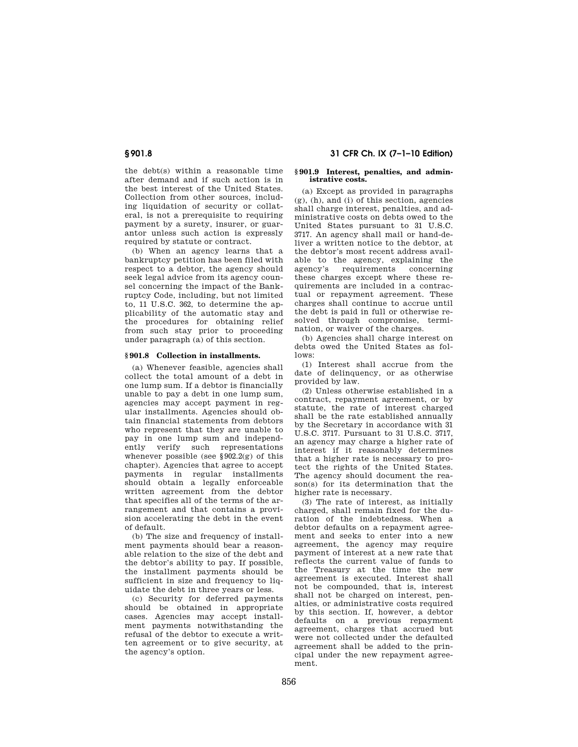the debt(s) within a reasonable time after demand and if such action is in the best interest of the United States. Collection from other sources, including liquidation of security or collateral, is not a prerequisite to requiring payment by a surety, insurer, or guarantor unless such action is expressly required by statute or contract.

(b) When an agency learns that a bankruptcy petition has been filed with respect to a debtor, the agency should seek legal advice from its agency counsel concerning the impact of the Bankruptcy Code, including, but not limited to, 11 U.S.C. 362, to determine the applicability of the automatic stay and the procedures for obtaining relief from such stay prior to proceeding under paragraph (a) of this section.

### § 901.8 Collection in installments.

(a) Whenever feasible, agencies shall collect the total amount of a debt in one lump sum. If a debtor is financially unable to pay a debt in one lump sum, agencies may accept payment in regular installments. Agencies should obtain financial statements from debtors who represent that they are unable to pay in one lump sum and independently verify such representations whenever possible (see §902.2(g) of this chapter). Agencies that agree to accept payments in regular installments should obtain a legally enforceable written agreement from the debtor that specifies all of the terms of the arrangement and that contains a provision accelerating the debt in the event of default.

(b) The size and frequency of installment payments should bear a reasonable relation to the size of the debt and the debtor's ability to pay. If possible, the installment payments should be sufficient in size and frequency to liquidate the debt in three years or less.

(c) Security for deferred payments should be obtained in appropriate cases. Agencies may accept installment payments notwithstanding the refusal of the debtor to execute a written agreement or to give security, at the agency's option.

### § 901.9 Interest, penalties, and administrative costs.

(a) Except as provided in paragraphs (g), (h), and (i) of this section, agencies shall charge interest, penalties, and administrative costs on debts owed to the United States pursuant to 31 U.S.C. 3717. An agency shall mail or hand-deliver a written notice to the debtor, at the debtor's most recent address available to the agency, explaining the agency's requirements concerning these charges except where these requirements are included in a contractual or repayment agreement. These charges shall continue to accrue until the debt is paid in full or otherwise resolved through compromise, termination, or waiver of the charges.

(b) Agencies shall charge interest on debts owed the United States as follows:

(1) Interest shall accrue from the date of delinquency, or as otherwise provided by law.

(2) Unless otherwise established in a contract, repayment agreement, or by statute, the rate of interest charged shall be the rate established annually by the Secretary in accordance with 31 U.S.C. 3717. Pursuant to 31 U.S.C. 3717, an agency may charge a higher rate of interest if it reasonably determines that a higher rate is necessary to protect the rights of the United States. The agency should document the reason(s) for its determination that the higher rate is necessary.

(3) The rate of interest, as initially charged, shall remain fixed for the duration of the indebtedness. When a debtor defaults on a repayment agreement and seeks to enter into a new agreement, the agency may require payment of interest at a new rate that reflects the current value of funds to the Treasury at the time the new agreement is executed. Interest shall not be compounded, that is, interest shall not be charged on interest, penalties, or administrative costs required by this section. If, however, a debtor defaults on a previous repayment agreement, charges that accrued but were not collected under the defaulted agreement shall be added to the principal under the new repayment agreement.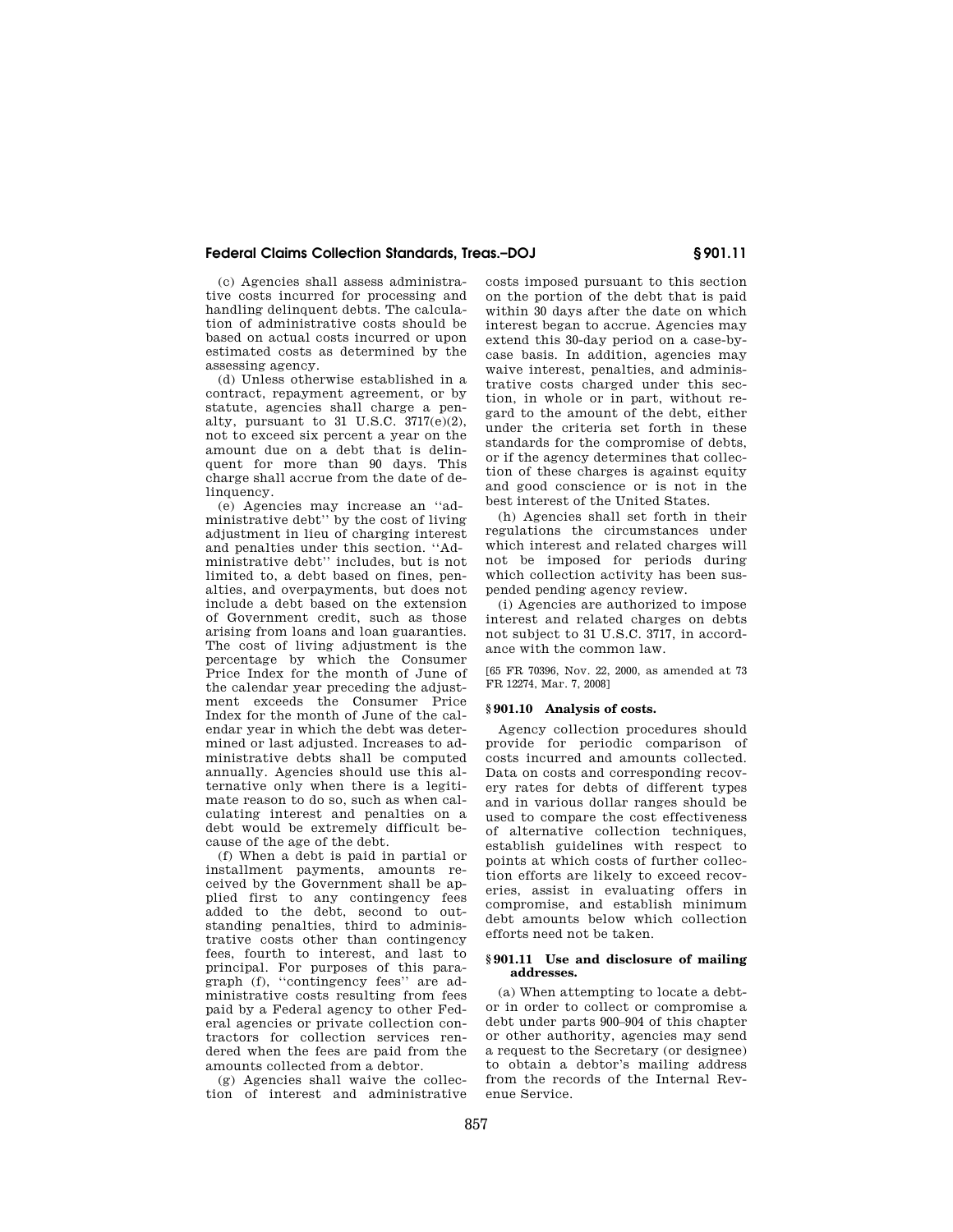(c) Agencies shall assess administrative costs incurred for processing and handling delinquent debts. The calculation of administrative costs should be based on actual costs incurred or upon estimated costs as determined by the assessing agency.

(d) Unless otherwise established in a contract, repayment agreement, or by statute, agencies shall charge a penalty, pursuant to 31 U.S.C. 3717(e)(2), not to exceed six percent a year on the amount due on a debt that is delinquent for more than 90 days. This charge shall accrue from the date of delinquency.

(e) Agencies may increase an ''administrative debt'' by the cost of living adjustment in lieu of charging interest and penalties under this section. ''Administrative debt'' includes, but is not limited to, a debt based on fines, penalties, and overpayments, but does not include a debt based on the extension of Government credit, such as those arising from loans and loan guaranties. The cost of living adjustment is the percentage by which the Consumer Price Index for the month of June of the calendar year preceding the adjustment exceeds the Consumer Price Index for the month of June of the calendar year in which the debt was determined or last adjusted. Increases to administrative debts shall be computed annually. Agencies should use this alternative only when there is a legitimate reason to do so, such as when calculating interest and penalties on a debt would be extremely difficult because of the age of the debt.

(f) When a debt is paid in partial or installment payments, amounts received by the Government shall be applied first to any contingency fees added to the debt, second to outstanding penalties, third to administrative costs other than contingency fees, fourth to interest, and last to principal. For purposes of this paragraph (f), ''contingency fees'' are administrative costs resulting from fees paid by a Federal agency to other Federal agencies or private collection contractors for collection services rendered when the fees are paid from the amounts collected from a debtor.

(g) Agencies shall waive the collection of interest and administrative costs imposed pursuant to this section on the portion of the debt that is paid within 30 days after the date on which interest began to accrue. Agencies may extend this 30-day period on a case-by-case basis. In addition, agencies may waive interest, penalties, and administrative costs charged under this section, in whole or in part, without regard to the amount of the debt, either under the criteria set forth in these standards for the compromise of debts, or if the agency determines that collection of these charges is against equity and good conscience or is not in the best interest of the United States.

(h) Agencies shall set forth in their regulations the circumstances under which interest and related charges will not be imposed for periods during which collection activity has been suspended pending agency review.

(i) Agencies are authorized to impose interest and related charges on debts not subject to 31 U.S.C. 3717, in accordance with the common law.

[65 FR 70396, Nov. 22, 2000, as amended at 73 FR 12274, Mar. 7, 2008]

### § 901.10 Analysis of costs.

Agency collection procedures should provide for periodic comparison of costs incurred and amounts collected. Data on costs and corresponding recovery rates for debts of different types and in various dollar ranges should be used to compare the cost effectiveness of alternative collection techniques, establish guidelines with respect to points at which costs of further collection efforts are likely to exceed recoveries, assist in evaluating offers in compromise, and establish minimum debt amounts below which collection efforts need not be taken.

### § 901.11 Use and disclosure of mailing addresses.

(a) When attempting to locate a debtor in order to collect or compromise a debt under parts 900–904 of this chapter or other authority, agencies may send a request to the Secretary (or designee) to obtain a debtor's mailing address from the records of the Internal Revenue Service.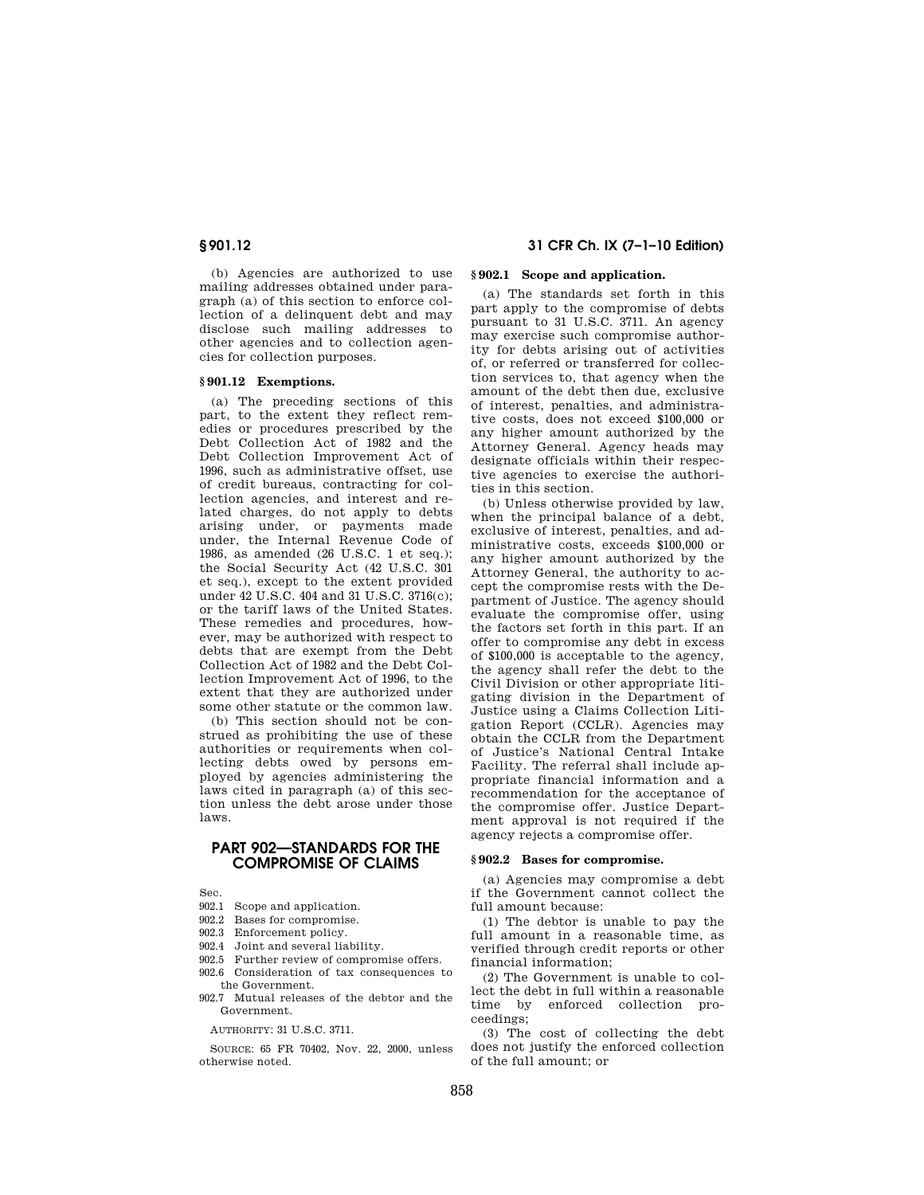(b) Agencies are authorized to use mailing addresses obtained under paragraph (a) of this section to enforce collection of a delinquent debt and may disclose such mailing addresses to other agencies and to collection agencies for collection purposes.

### § 901.12 Exemptions.

(a) The preceding sections of this part, to the extent they reflect remedies or procedures prescribed by the Debt Collection Act of 1982 and the Debt Collection Improvement Act of 1996, such as administrative offset, use of credit bureaus, contracting for collection agencies, and interest and related charges, do not apply to debts arising under, or payments made under, the Internal Revenue Code of 1986, as amended (26 U.S.C. 1 et seq.); the Social Security Act (42 U.S.C. 301 et seq.), except to the extent provided under 42 U.S.C. 404 and 31 U.S.C. 3716(c); or the tariff laws of the United States. These remedies and procedures, however, may be authorized with respect to debts that are exempt from the Debt Collection Act of 1982 and the Debt Collection Improvement Act of 1996, to the extent that they are authorized under some other statute or the common law.

(b) This section should not be construed as prohibiting the use of these authorities or requirements when collecting debts owed by persons employed by agencies administering the laws cited in paragraph (a) of this section unless the debt arose under those laws.

## PART 902—STANDARDS FOR THE COMPROMISE OF CLAIMS

Sec.
902.1 Scope and application.
902.2 Bases for compromise.
902.3 Enforcement policy.
902.4 Joint and several liability.
902.5 Further review of compromise offers.
902.6 Consideration of tax consequences to the Government.
902.7 Mutual releases of the debtor and the Government.

AUTHORITY: 31 U.S.C. 3711.

SOURCE: 65 FR 70402, Nov. 22, 2000, unless otherwise noted.

### § 902.1 Scope and application.

(a) The standards set forth in this part apply to the compromise of debts pursuant to 31 U.S.C. 3711. An agency may exercise such compromise authority for debts arising out of activities of, or referred or transferred for collection services to, that agency when the amount of the debt then due, exclusive of interest, penalties, and administrative costs, does not exceed $100,000 or any higher amount authorized by the Attorney General. Agency heads may designate officials within their respective agencies to exercise the authorities in this section.

(b) Unless otherwise provided by law, when the principal balance of a debt, exclusive of interest, penalties, and administrative costs, exceeds $100,000 or any higher amount authorized by the Attorney General, the authority to accept the compromise rests with the Department of Justice. The agency should evaluate the compromise offer, using the factors set forth in this part. If an offer to compromise any debt in excess of $100,000 is acceptable to the agency, the agency shall refer the debt to the Civil Division or other appropriate litigating division in the Department of Justice using a Claims Collection Litigation Report (CCLR). Agencies may obtain the CCLR from the Department of Justice's National Central Intake Facility. The referral shall include appropriate financial information and a recommendation for the acceptance of the compromise offer. Justice Department approval is not required if the agency rejects a compromise offer.

### § 902.2 Bases for compromise.

(a) Agencies may compromise a debt if the Government cannot collect the full amount because:

(1) The debtor is unable to pay the full amount in a reasonable time, as verified through credit reports or other financial information;

(2) The Government is unable to collect the debt in full within a reasonable time by enforced collection proceedings;

(3) The cost of collecting the debt does not justify the enforced collection of the full amount; or